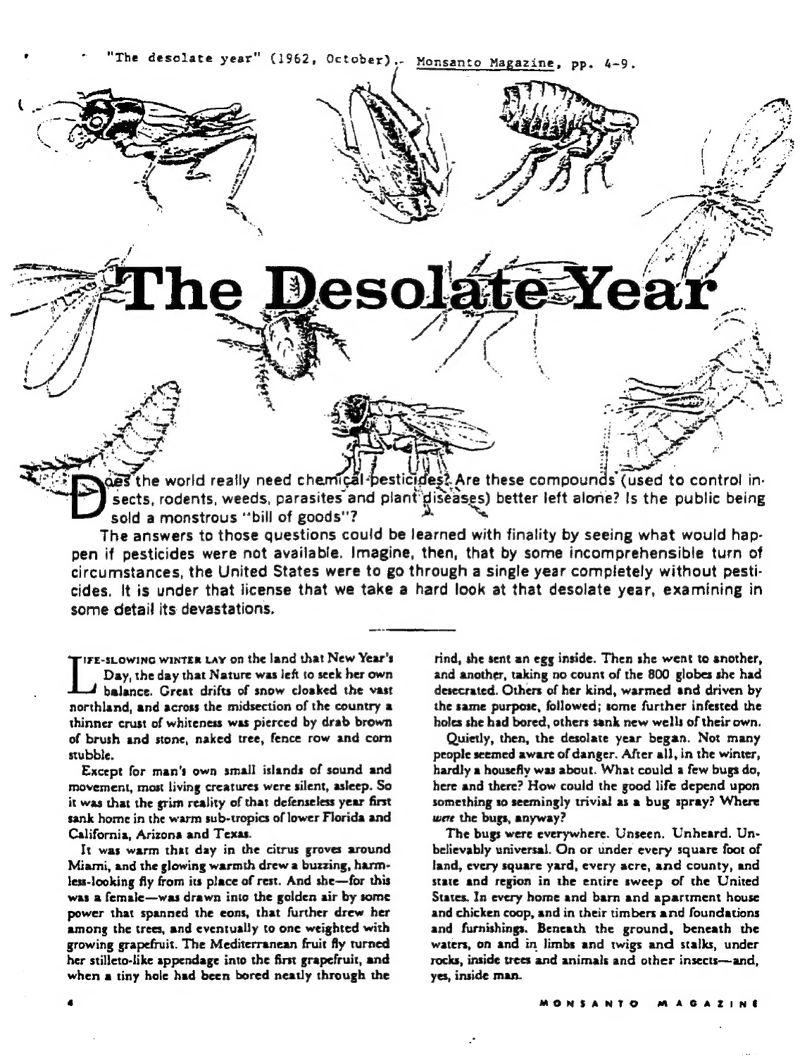"The desolate year" (1962, October). Monsanto Magazine, pp. 4-9.

# The Desolate Year

Does the world really need chemical pesticides? Are these compounds (used to control insects, rodents, weeds, parasites and plant diseases) better left alone? Is the public being sold a monstrous "bill of goods"?

The answers to those questions could be learned with finality by seeing what would happen if pesticides were not available. Imagine, then, that by some incomprehensible turn of circumstances, the United States were to go through a single year completely without pesticides. It is under that license that we take a hard look at that desolate year, examining in some detail its devastations.

---

LIFE-SLOWING WINTER LAY on the land that New Year's Day, the day that Nature was left to seek her own balance. Great drifts of snow cloaked the vast northland, and across the midsection of the country a thinner crust of whiteness was pierced by drab brown of brush and stone, naked tree, fence row and corn stubble.

Except for man's own small islands of sound and movement, most living creatures were silent, asleep. So it was that the grim reality of that defenseless year first sank home in the warm sub-tropics of lower Florida and California, Arizona and Texas.

It was warm that day in the citrus groves around Miami, and the glowing warmth drew a buzzing, harmless-looking fly from its place of rest. And she—for this was a female—was drawn into the golden air by some power that spanned the eons, that further drew her among the trees, and eventually to one weighted with growing grapefruit. The Mediterranean fruit fly turned her stilleto-like appendage into the first grapefruit, and when a tiny hole had been bored neatly through the rind, she sent an egg inside. Then she went to another, and another, taking no count of the 800 globes she had desecrated. Others of her kind, warmed and driven by the same purpose, followed; some further infested the holes she had bored, others sank new wells of their own.

Quietly, then, the desolate year began. Not many people seemed aware of danger. After all, in the winter, hardly a housefly was about. What could a few bugs do, here and there? How could the good life depend upon something so seemingly trivial as a bug spray? Where *were* the bugs, anyway?

The bugs were everywhere. Unseen. Unheard. Unbelievably universal. On or under every square foot of land, every square yard, every acre, and county, and state and region in the entire sweep of the United States. In every home and barn and apartment house and chicken coop, and in their timbers and foundations and furnishings. Beneath the ground, beneath the waters, on and in limbs and twigs and stalks, under rocks, inside trees and animals and other insects—and, yes, inside man.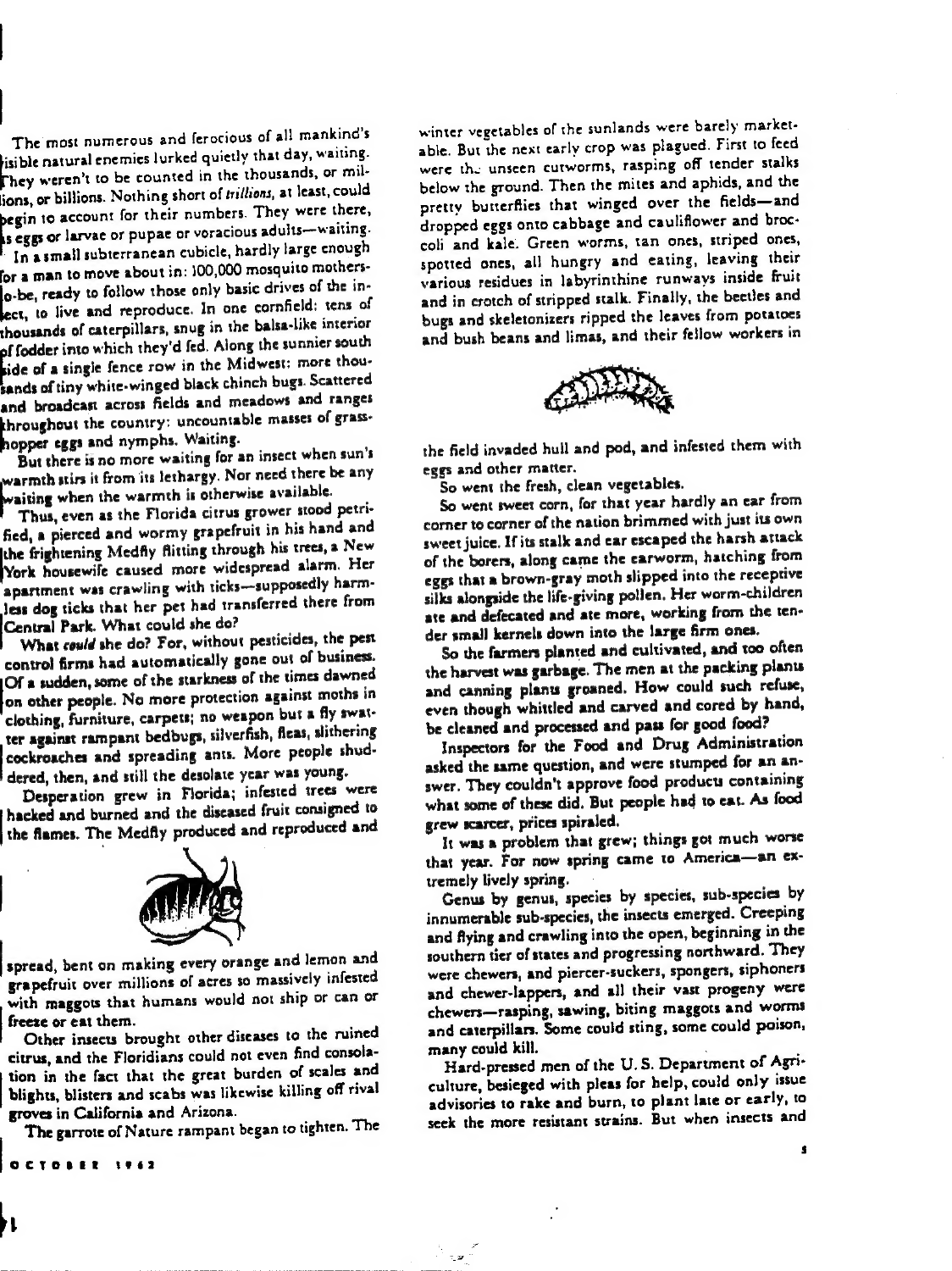The most numerous and ferocious of all mankind's visible natural enemies lurked quietly that day, waiting. They weren't to be counted in the thousands, or millions, or billions. Nothing short of *trillions*, at least, could begin to account for their numbers. They were there, as eggs or larvae or pupae or voracious adults—waiting.

In a small subterranean cubicle, hardly large enough for a man to move about in: 100,000 mosquito mothers-to-be, ready to follow those only basic drives of the insect, to live and reproduce. In one cornfield: tens of thousands of caterpillars, snug in the balsa-like interior of fodder into which they'd fed. Along the sunnier south side of a single fence row in the Midwest: more thousands of tiny white-winged black chinch bugs. Scattered and broadcast across fields and meadows and ranges throughout the country: uncountable masses of grasshopper eggs and nymphs. Waiting.

But there is no more waiting for an insect when sun's warmth stirs it from its lethargy. Nor need there be any waiting when the warmth is otherwise available.

Thus, even as the Florida citrus grower stood petrified, a pierced and wormy grapefruit in his hand and the frightening Medfly flitting through his trees, a New York housewife caused more widespread alarm. Her apartment was crawling with ticks—supposedly harmless dog ticks that her pet had transferred there from Central Park. What could she do?

What *could* she do? For, without pesticides, the pest control firms had automatically gone out of business. Of a sudden, some of the starkness of the times dawned on other people. No more protection against moths in clothing, furniture, carpets; no weapon but a fly swatter against rampant bedbugs, silverfish, fleas, slithering cockroaches and spreading ants. More people shuddered, then, and still the desolate year was young.

Desperation grew in Florida; infested trees were hacked and burned and the diseased fruit consigned to the flames. The Medfly produced and reproduced and spread, bent on making every orange and lemon and grapefruit over millions of acres so massively infested with maggots that humans would not ship or can or freeze or eat them.

Other insects brought other diseases to the ruined citrus, and the Floridians could not even find consolation in the fact that the great burden of scales and blights, blisters and scabs was likewise killing off rival groves in California and Arizona.

The garrote of Nature rampant began to tighten. The winter vegetables of the sunlands were barely marketable. But the next early crop was plagued. First to feed were the unseen cutworms, rasping off tender stalks below the ground. Then the mites and aphids, and the pretty butterflies that winged over the fields—and dropped eggs onto cabbage and cauliflower and broccoli and kale. Green worms, tan ones, striped ones, spotted ones, all hungry and eating, leaving their various residues in labyrinthine runways inside fruit and in crotch of stripped stalk. Finally, the beetles and bugs and skeletonizers ripped the leaves from potatoes and bush beans and limas, and their fellow workers in the field invaded hull and pod, and infested them with eggs and other matter.

So went the fresh, clean vegetables.

So went sweet corn, for that year hardly an ear from corner to corner of the nation brimmed with just its own sweet juice. If its stalk and ear escaped the harsh attack of the borers, along came the earworm, hatching from eggs that a brown-gray moth slipped into the receptive silks alongside the life-giving pollen. Her worm-children ate and defecated and ate more, working from the tender small kernels down into the large firm ones.

So the farmers planted and cultivated, and too often the harvest was garbage. The men at the packing plants and canning plants groaned. How could such refuse, even though whittled and carved and cored by hand, be cleaned and processed and pass for good food?

Inspectors for the Food and Drug Administration asked the same question, and were stumped for an answer. They couldn't approve food products containing what some of these did. But people had to eat. As food grew scarcer, prices spiraled.

It was a problem that grew; things got much worse that year. For now spring came to America—an extremely lively spring.

Genus by genus, species by species, sub-species by innumerable sub-species, the insects emerged. Creeping and flying and crawling into the open, beginning in the southern tier of states and progressing northward. They were chewers, and piercer-suckers, spongers, siphoners and chewer-lappers, and all their vast progeny were chewers—rasping, sawing, biting maggots and worms and caterpillars. Some could sting, some could poison, many could kill.

Hard-pressed men of the U. S. Department of Agriculture, besieged with pleas for help, could only issue advisories to rake and burn, to plant late or early, to seek the more resistant strains. But when insects and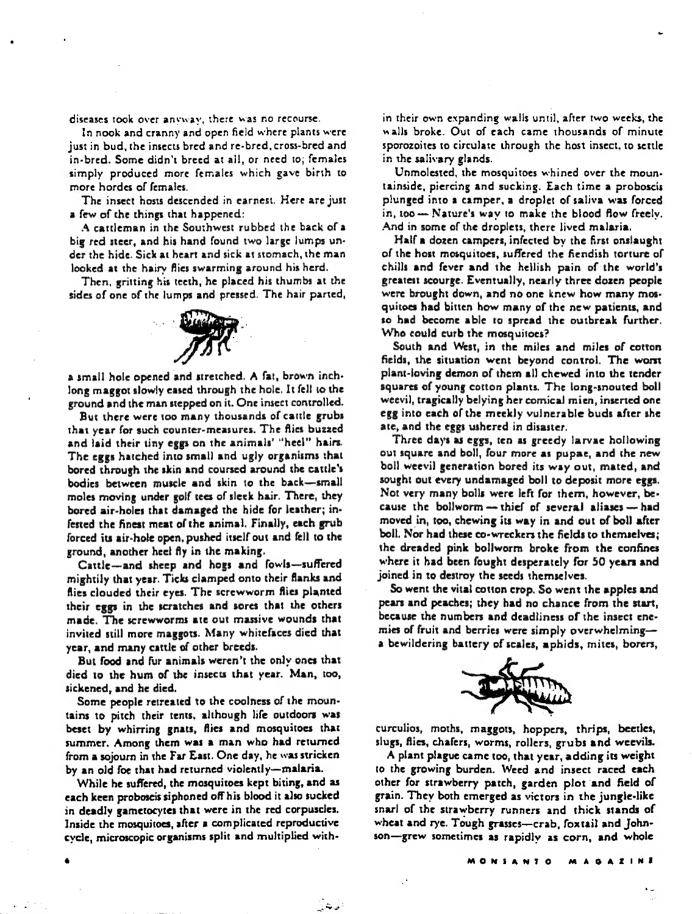diseases took over anyway, there was no recourse.

In nook and cranny and open field where plants were just in bud, the insects bred and re-bred, cross-bred and in-bred. Some didn't breed at all, or need to; females simply produced more females which gave birth to more hordes of females.

The insect hosts descended in earnest. Here are just a few of the things that happened:

A cattleman in the Southwest rubbed the back of a big red steer, and his hand found two large lumps under the hide. Sick at heart and sick at stomach, the man looked at the hairy flies swarming around his herd.

Then, gritting his teeth, he placed his thumbs at the sides of one of the lumps and pressed. The hair parted, a small hole opened and stretched. A fat, brown inch-long maggot slowly eased through the hole. It fell to the ground and the man stepped on it. One insect controlled.

But there were too many thousands of cattle grubs that year for such counter-measures. The flies buzzed and laid their tiny eggs on the animals' "heel" hairs. The eggs hatched into small and ugly organisms that bored through the skin and coursed around the cattle's bodies between muscle and skin to the back—small moles moving under golf tees of sleek hair. There, they bored air-holes that damaged the hide for leather; infested the finest meat of the animal. Finally, each grub forced its air-hole open, pushed itself out and fell to the ground, another heel fly in the making.

Cattle—and sheep and hogs and fowls—suffered mightily that year. Ticks clamped onto their flanks and flies clouded their eyes. The screwworm flies planted their eggs in the scratches and sores that the others made. The screwworms ate out massive wounds that invited still more maggots. Many whitefaces died that year, and many cattle of other breeds.

But food and fur animals weren't the only ones that died to the hum of the insects that year. Man, too, sickened, and he died.

Some people retreated to the coolness of the mountains to pitch their tents, although life outdoors was beset by whirring gnats, flies and mosquitoes that summer. Among them was a man who had returned from a sojourn in the Far East. One day, he was stricken by an old foe that had returned violently—malaria.

While he suffered, the mosquitoes kept biting, and as each keen proboscis siphoned off his blood it also sucked in deadly gametocytes that were in the red corpuscles. Inside the mosquitoes, after a complicated reproductive cycle, microscopic organisms split and multiplied within their own expanding walls until, after two weeks, the walls broke. Out of each came thousands of minute sporozoites to circulate through the host insect, to settle in the salivary glands.

Unmolested, the mosquitoes whined over the mountainside, piercing and sucking. Each time a proboscis plunged into a camper, a droplet of saliva was forced in, too — Nature's way to make the blood flow freely. And in some of the droplets, there lived malaria.

Half a dozen campers, infected by the first onslaught of the host mosquitoes, suffered the fiendish torture of chills and fever and the hellish pain of the world's greatest scourge. Eventually, nearly three dozen people were brought down, and no one knew how many mosquitoes had bitten how many of the new patients, and so had become able to spread the outbreak further. Who could curb the mosquitoes?

South and West, in the miles and miles of cotton fields, the situation went beyond control. The worst plant-loving demon of them all chewed into the tender squares of young cotton plants. The long-snouted boll weevil, tragically belying her comical mien, inserted one egg into each of the meekly vulnerable buds after she ate, and the eggs ushered in disaster.

Three days as eggs, ten as greedy larvae hollowing out square and boll, four more as pupae, and the new boll weevil generation bored its way out, mated, and sought out every undamaged boll to deposit more eggs. Not very many bolls were left for them, however, because the bollworm — thief of several aliases — had moved in, too, chewing its way in and out of boll after boll. Nor had these co-wreckers the fields to themselves; the dreaded pink bollworm broke from the confines where it had been fought desperately for 50 years and joined in to destroy the seeds themselves.

So went the vital cotton crop. So went the apples and pears and peaches; they had no chance from the start, because the numbers and deadliness of the insect enemies of fruit and berries were simply overwhelming—a bewildering battery of scales, aphids, mites, borers, curculios, moths, maggots, hoppers, thrips, beetles, slugs, flies, chafers, worms, rollers, grubs and weevils.

A plant plague came too, that year, adding its weight to the growing burden. Weed and insect raced each other for strawberry patch, garden plot and field of grain. They both emerged as victors in the jungle-like snarl of the strawberry runners and thick stands of wheat and rye. Tough grasses—crab, foxtail and Johnson—grew sometimes as rapidly as corn, and whole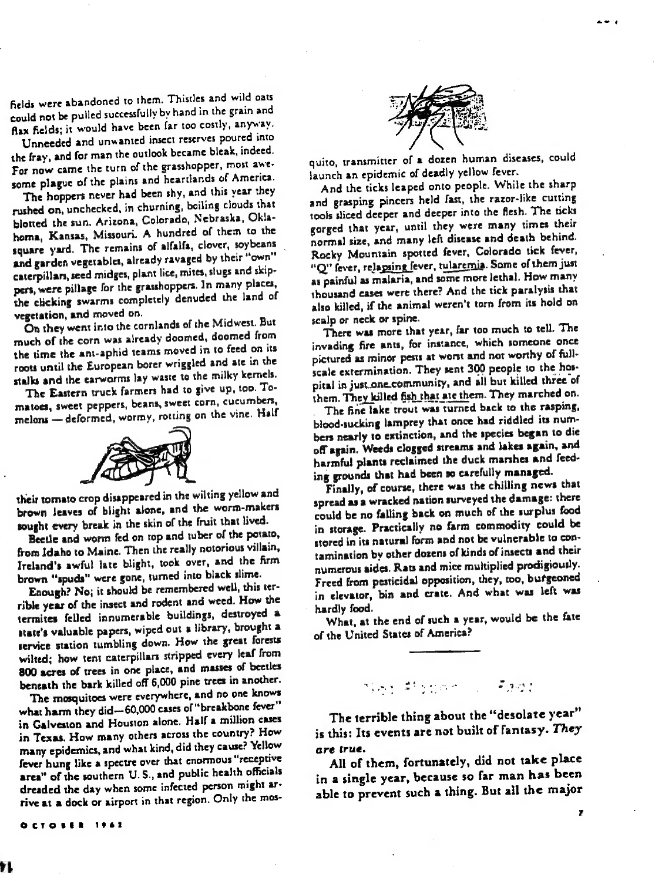fields were abandoned to them. Thistles and wild oats could not be pulled successfully by hand in the grain and flax fields; it would have been far too costly, anyway.

Unneeded and unwanted insect reserves poured into the fray, and for man the outlook became bleak, indeed. For now came the turn of the grasshopper, most awesome plague of the plains and heartlands of America.

The hoppers never had been shy, and this year they rushed on, unchecked, in churning, boiling clouds that blotted the sun. Arizona, Colorado, Nebraska, Oklahoma, Kansas, Missouri. A hundred of them to the square yard. The remains of alfalfa, clover, soybeans and garden vegetables, already ravaged by their "own" caterpillars, seed midges, plant lice, mites, slugs and skippers, were pillage for the grasshoppers. In many places, the clicking swarms completely denuded the land of vegetation, and moved on.

On they went into the cornlands of the Midwest. But much of the corn was already doomed, doomed from the time the ant-aphid teams moved in to feed on its roots until the European borer wriggled and ate in the stalks and the earworms lay waste to the milky kernels.

The Eastern truck farmers had to give up, too. Tomatoes, sweet peppers, beans, sweet corn, cucumbers, melons — deformed, wormy, rotting on the vine. Half their tomato crop disappeared in the wilting yellow and brown leaves of blight alone, and the worm-makers sought every break in the skin of the fruit that lived.

Beetle and worm fed on top and tuber of the potato, from Idaho to Maine. Then the really notorious villain, Ireland's awful late blight, took over, and the firm brown "spuds" were gone, turned into black slime.

Enough? No; it should be remembered well, this terrible year of the insect and rodent and weed. How the termites felled innumerable buildings, destroyed a state's valuable papers, wiped out a library, brought a service station tumbling down. How the great forests wilted; how tent caterpillars stripped every leaf from 800 acres of trees in one place, and masses of beetles beneath the bark killed off 6,000 pine trees in another.

The mosquitoes were everywhere, and no one knows what harm they did—60,000 cases of "breakbone fever" in Galveston and Houston alone. Half a million cases in Texas. How many others across the country? How many epidemics, and what kind, did they cause? Yellow fever hung like a spectre over that enormous "receptive area" of the southern U. S., and public health officials dreaded the day when some infected person might arrive at a dock or airport in that region. Only the mosquito, transmitter of a dozen human diseases, could launch an epidemic of deadly yellow fever.

And the ticks leaped onto people. While the sharp and grasping pincers held fast, the razor-like cutting tools sliced deeper and deeper into the flesh. The ticks gorged that year, until they were many times their normal size, and many left disease and death behind. Rocky Mountain spotted fever, Colorado tick fever, "Q" fever, relapsing fever, tularemia. Some of them just as painful as malaria, and some more lethal. How many thousand cases were there? And the tick paralysis that also killed, if the animal weren't torn from its hold on scalp or neck or spine.

There was more that year, far too much to tell. The invading fire ants, for instance, which someone once pictured as minor pests at worst and not worthy of full-scale extermination. They sent 300 people to the hospital in just one community, and all but killed three of them. They killed fish that ate them. They marched on.

The fine lake trout was turned back to the rasping, blood-sucking lamprey that once had riddled its numbers nearly to extinction, and the species began to die off again. Weeds clogged streams and lakes again, and harmful plants reclaimed the duck marshes and feeding grounds that had been so carefully managed.

Finally, of course, there was the chilling news that spread as a wracked nation surveyed the damage: there could be no falling back on much of the surplus food in storage. Practically no farm commodity could be stored in its natural form and not be vulnerable to contamination by other dozens of kinds of insects and their numerous aides. Rats and mice multiplied prodigiously. Freed from pesticidal opposition, they, too, burgeoned in elevator, bin and crate. And what was left was hardly food.

What, at the end of such a year, would be the fate of the United States of America?

---

**The terrible thing about the "desolate year" is this: Its events are not built of fantasy. *They are true.***

**All of them, fortunately, did not take place in a single year, because so far man has been able to prevent such a thing. But all the major**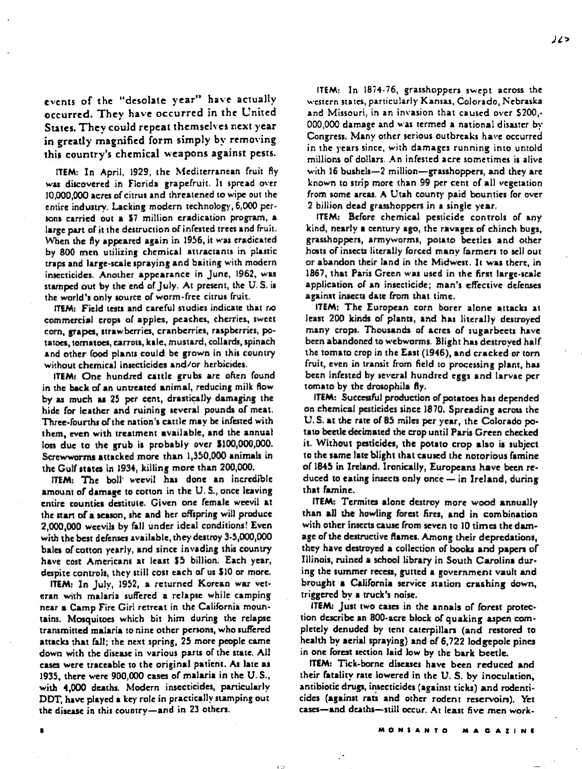events of the "desolate year" have actually occurred. They have occurred in the United States. They could repeat themselves next year in greatly magnified form simply by removing this country's chemical weapons against pests.

**ITEM:** In April, 1929, the Mediterranean fruit fly was discovered in Florida grapefruit. It spread over 10,000,000 acres of citrus and threatened to wipe out the entire industry. Lacking modern technology, 6,000 persons carried out a $7 million eradication program, a large part of it the destruction of infested trees and fruit. When the fly appeared again in 1956, it was eradicated by 800 men utilizing chemical attractants in plastic traps and large-scale spraying and baiting with modern insecticides. Another appearance in June, 1962, was stamped out by the end of July. At present, the U. S. is the world's only source of worm-free citrus fruit.

**ITEM:** Field tests and careful studies indicate that no commercial crops of apples, peaches, cherries, sweet corn, grapes, strawberries, cranberries, raspberries, potatoes, tomatoes, carrots, kale, mustard, collards, spinach and other food plants could be grown in this country without chemical insecticides and/or herbicides.

**ITEM:** One hundred cattle grubs are often found in the back of an untreated animal, reducing milk flow by as much as 25 per cent, drastically damaging the hide for leather and ruining several pounds of meat. Three-fourths of the nation's cattle may be infested with them, even with treatment available, and the annual loss due to the grub is probably over $100,000,000. Screwworms attacked more than 1,350,000 animals in the Gulf states in 1934, killing more than 200,000.

**ITEM:** The boll weevil has done an incredible amount of damage to cotton in the U. S., once leaving entire counties destitute. Given one female weevil at the start of a season, she and her offspring will produce 2,000,000 weevils by fall under ideal conditions! Even with the best defenses available, they destroy 3-5,000,000 bales of cotton yearly, and since invading this country have cost Americans at least $5 billion. Each year, despite controls, they still cost each of us $10 or more.

**ITEM:** In July, 1952, a returned Korean war veteran with malaria suffered a relapse while camping near a Camp Fire Girl retreat in the California mountains. Mosquitoes which bit him during the relapse transmitted malaria to nine other persons, who suffered attacks that fall; the next spring, 25 more people came down with the disease in various parts of the state. All cases were traceable to the original patient. As late as 1935, there were 900,000 cases of malaria in the U. S., with 4,000 deaths. Modern insecticides, particularly DDT, have played a key role in practically stamping out the disease in this country—and in 23 others.

**ITEM:** In 1874-76, grasshoppers swept across the western states, particularly Kansas, Colorado, Nebraska and Missouri, in an invasion that caused over $200,000,000 damage and was termed a national disaster by Congress. Many other serious outbreaks have occurred in the years since, with damages running into untold millions of dollars. An infested acre sometimes is alive with 16 bushels—2 million—grasshoppers, and they are known to strip more than 99 per cent of all vegetation from some areas. A Utah county paid bounties for over 2 billion dead grasshoppers in a single year.

**ITEM:** Before chemical pesticide controls of any kind, nearly a century ago, the ravages of chinch bugs, grasshoppers, armyworms, potato beetles and other hosts of insects literally forced many farmers to sell out or abandon their land in the Midwest. It was there, in 1867, that Paris Green was used in the first large-scale application of an insecticide; man's effective defenses against insects date from that time.

**ITEM:** The European corn borer alone attacks at least 200 kinds of plants, and has literally destroyed many crops. Thousands of acres of sugarbeets have been abandoned to webworms. Blight has destroyed half the tomato crop in the East (1946), and cracked or torn fruit, even in transit from field to processing plant, has been infested by several hundred eggs and larvae per tomato by the drosophila fly.

**ITEM:** Successful production of potatoes has depended on chemical pesticides since 1870. Spreading across the U. S. at the rate of 85 miles per year, the Colorado potato beetle decimated the crop until Paris Green checked it. Without pesticides, the potato crop also is subject to the same late blight that caused the notorious famine of 1845 in Ireland. Ironically, Europeans have been reduced to eating insects only once — in Ireland, during that famine.

**ITEM:** Termites alone destroy more wood annually than all the howling forest fires, and in combination with other insects cause from seven to 10 times the damage of the destructive flames. Among their depredations, they have destroyed a collection of books and papers of Illinois, ruined a school library in South Carolina during the summer recess, gutted a government vault and brought a California service station crashing down, triggered by a truck's noise.

**ITEM:** Just two cases in the annals of forest protection describe an 800-acre block of quaking aspen completely denuded by tent caterpillars (and restored to health by aerial spraying) and of 6,722 lodgepole pines in one forest section laid low by the bark beetle.

**ITEM:** Tick-borne diseases have been reduced and their fatality rate lowered in the U. S. by inoculation, antibiotic drugs, insecticides (against ticks) and rodenticides (against rats and other rodent reservoirs). Yet cases—and deaths—still occur. At least five men work-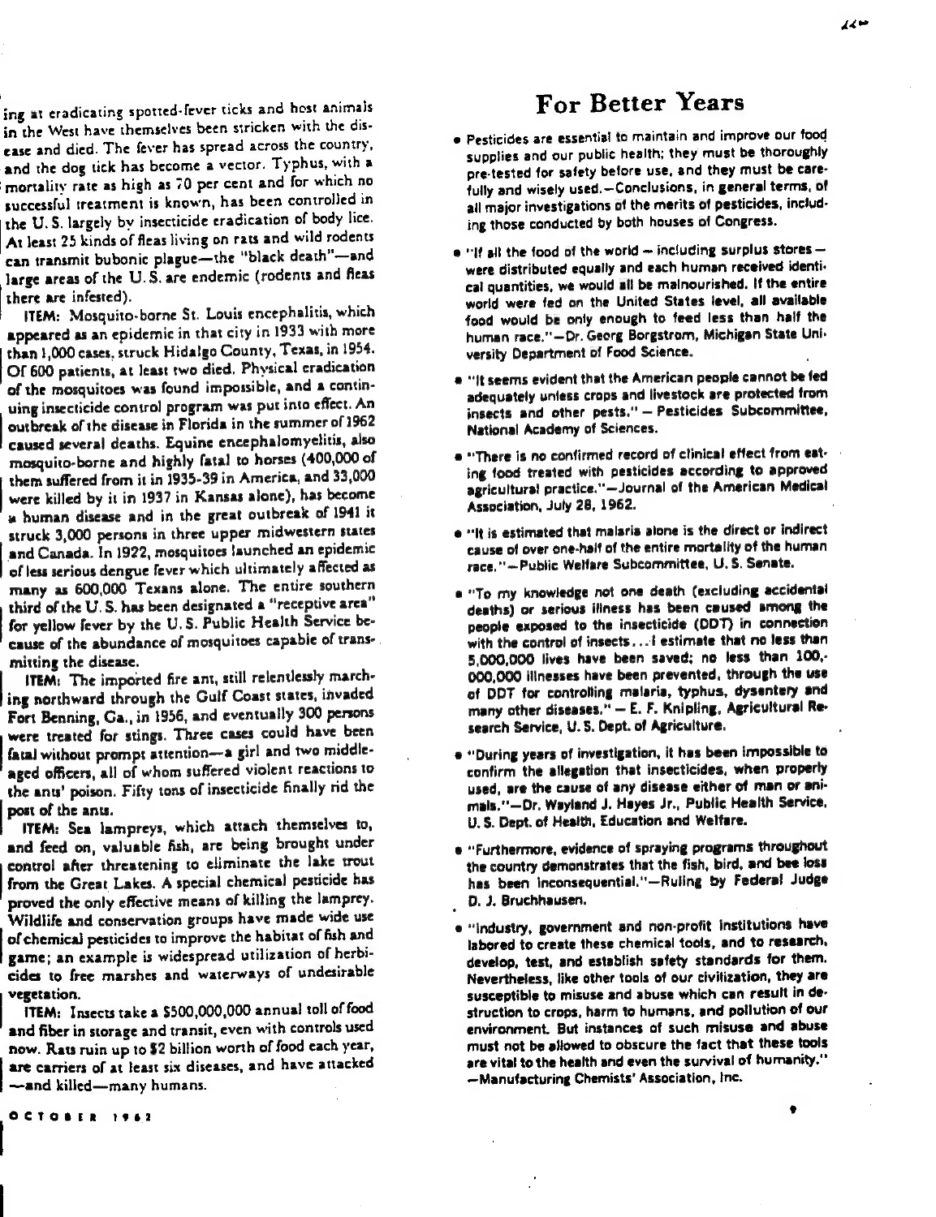ing at eradicating spotted-fever ticks and host animals in the West have themselves been stricken with the disease and died. The fever has spread across the country, and the dog tick has become a vector. Typhus, with a mortality rate as high as 70 per cent and for which no successful treatment is known, has been controlled in the U. S. largely by insecticide eradication of body lice. At least 25 kinds of fleas living on rats and wild rodents can transmit bubonic plague—the "black death"—and large areas of the U. S. are endemic (rodents and fleas there are infested).

ITEM: Mosquito-borne St. Louis encephalitis, which appeared as an epidemic in that city in 1933 with more than 1,000 cases, struck Hidalgo County, Texas, in 1954. Of 600 patients, at least two died. Physical eradication of the mosquitoes was found impossible, and a continuing insecticide control program was put into effect. An outbreak of the disease in Florida in the summer of 1962 caused several deaths. Equine encephalomyelitis, also mosquito-borne and highly fatal to horses (400,000 of them suffered from it in 1935-39 in America, and 33,000 were killed by it in 1937 in Kansas alone), has become a human disease and in the great outbreak of 1941 it struck 3,000 persons in three upper midwestern states and Canada. In 1922, mosquitoes launched an epidemic of less serious dengue fever which ultimately affected as many as 600,000 Texans alone. The entire southern third of the U. S. has been designated a "receptive area" for yellow fever by the U. S. Public Health Service because of the abundance of mosquitoes capable of transmitting the disease.

ITEM: The imported fire ant, still relentlessly marching northward through the Gulf Coast states, invaded Fort Benning, Ga., in 1956, and eventually 300 persons were treated for stings. Three cases could have been fatal without prompt attention—a girl and two middle-aged officers, all of whom suffered violent reactions to the ants' poison. Fifty tons of insecticide finally rid the post of the ants.

ITEM: Sea lampreys, which attach themselves to, and feed on, valuable fish, are being brought under control after threatening to eliminate the lake trout from the Great Lakes. A special chemical pesticide has proved the only effective means of killing the lamprey. Wildlife and conservation groups have made wide use of chemical pesticides to improve the habitat of fish and game; an example is widespread utilization of herbicides to free marshes and waterways of undesirable vegetation.

ITEM: Insects take a $500,000,000 annual toll of food and fiber in storage and transit, even with controls used now. Rats ruin up to $2 billion worth of food each year, are carriers of at least six diseases, and have attacked —and killed—many humans.

## For Better Years

- Pesticides are essential to maintain and improve our food supplies and our public health; they must be thoroughly pre-tested for safety before use, and they must be carefully and wisely used.—Conclusions, in general terms, of all major investigations of the merits of pesticides, including those conducted by both houses of Congress.
- "If all the food of the world — including surplus stores — were distributed equally and each human received identical quantities, we would all be malnourished. If the entire world were fed on the United States level, all available food would be only enough to feed less than half the human race."—Dr. Georg Borgstrom, Michigan State University Department of Food Science.
- "It seems evident that the American people cannot be fed adequately unless crops and livestock are protected from insects and other pests." — Pesticides Subcommittee, National Academy of Sciences.
- "There is no confirmed record of clinical effect from eating food treated with pesticides according to approved agricultural practice."—Journal of the American Medical Association, July 28, 1962.
- "It is estimated that malaria alone is the direct or indirect cause of over one-half of the entire mortality of the human race."—Public Welfare Subcommittee, U. S. Senate.
- "To my knowledge not one death (excluding accidental deaths) or serious illness has been caused among the people exposed to the insecticide (DDT) in connection with the control of insects . . . I estimate that no less than 5,000,000 lives have been saved; no less than 100,000,000 illnesses have been prevented, through the use of DDT for controlling malaria, typhus, dysentery and many other diseases." — E. F. Knipling, Agricultural Research Service, U. S. Dept. of Agriculture.
- "During years of investigation, it has been impossible to confirm the allegation that insecticides, when properly used, are the cause of any disease either of man or animals."—Dr. Wayland J. Hayes Jr., Public Health Service, U. S. Dept. of Health, Education and Welfare.
- "Furthermore, evidence of spraying programs throughout the country demonstrates that the fish, bird, and bee loss has been inconsequential."—Ruling by Federal Judge D. J. Bruchhausen.
- "Industry, government and non-profit institutions have labored to create these chemical tools, and to research, develop, test, and establish safety standards for them. Nevertheless, like other tools of our civilization, they are susceptible to misuse and abuse which can result in destruction to crops, harm to humans, and pollution of our environment. But instances of such misuse and abuse must not be allowed to obscure the fact that these tools are vital to the health and even the survival of humanity." —Manufacturing Chemists' Association, Inc.